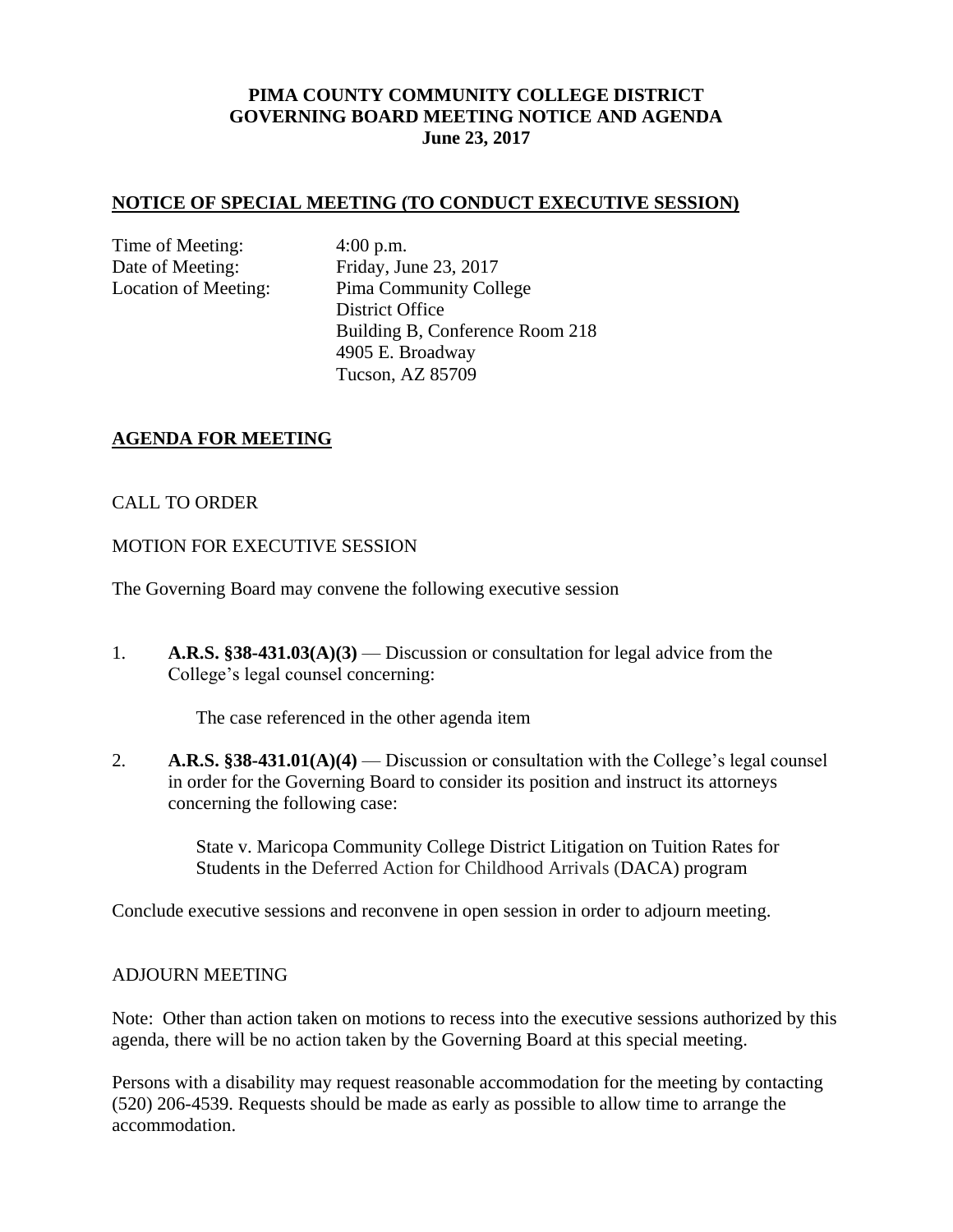**PIMA COUNTY COMMUNITY COLLEGE DISTRICT**
**GOVERNING BOARD MEETING NOTICE AND AGENDA**
**June 23, 2017**

## NOTICE OF SPECIAL MEETING (TO CONDUCT EXECUTIVE SESSION)

Time of Meeting: 4:00 p.m.
Date of Meeting: Friday, June 23, 2017
Location of Meeting: Pima Community College
District Office
Building B, Conference Room 218
4905 E. Broadway
Tucson, AZ 85709

## AGENDA FOR MEETING

CALL TO ORDER

MOTION FOR EXECUTIVE SESSION

The Governing Board may convene the following executive session

1. **A.R.S. §38-431.03(A)(3)** — Discussion or consultation for legal advice from the College's legal counsel concerning:

   The case referenced in the other agenda item

2. **A.R.S. §38-431.01(A)(4)** — Discussion or consultation with the College's legal counsel in order for the Governing Board to consider its position and instruct its attorneys concerning the following case:

   State v. Maricopa Community College District Litigation on Tuition Rates for Students in the Deferred Action for Childhood Arrivals (DACA) program

Conclude executive sessions and reconvene in open session in order to adjourn meeting.

ADJOURN MEETING

Note: Other than action taken on motions to recess into the executive sessions authorized by this agenda, there will be no action taken by the Governing Board at this special meeting.

Persons with a disability may request reasonable accommodation for the meeting by contacting (520) 206-4539. Requests should be made as early as possible to allow time to arrange the accommodation.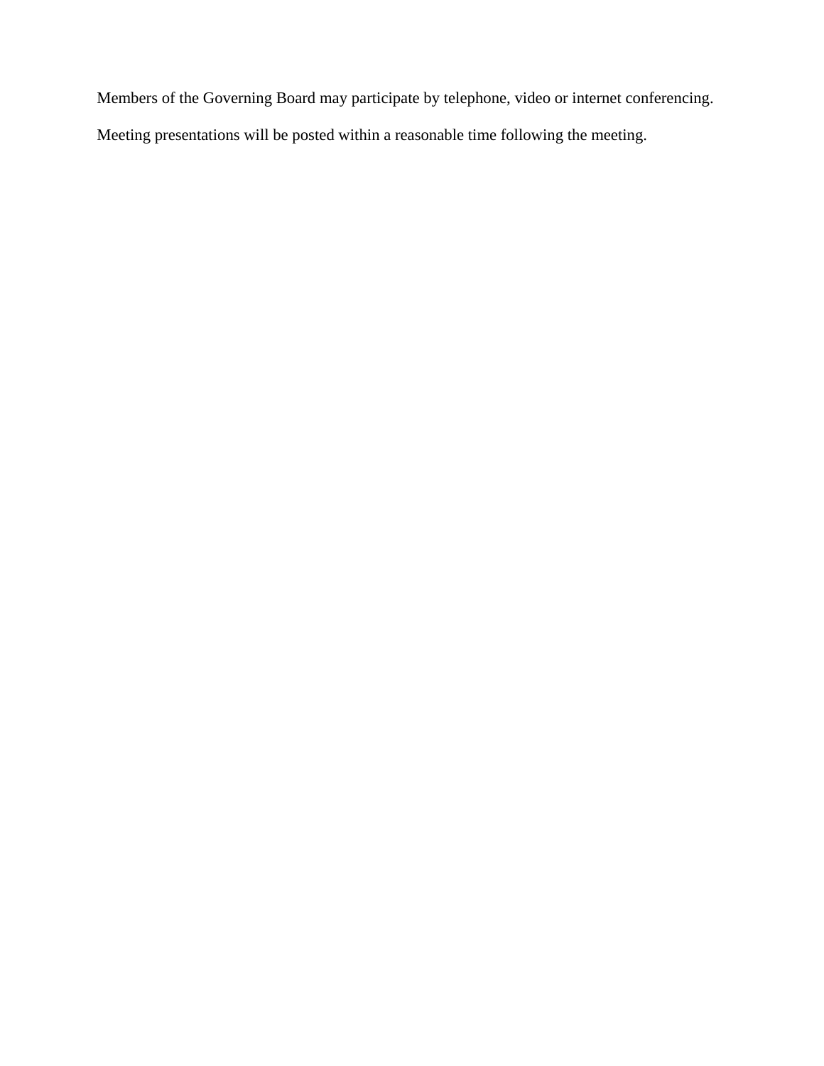Members of the Governing Board may participate by telephone, video or internet conferencing.

Meeting presentations will be posted within a reasonable time following the meeting.